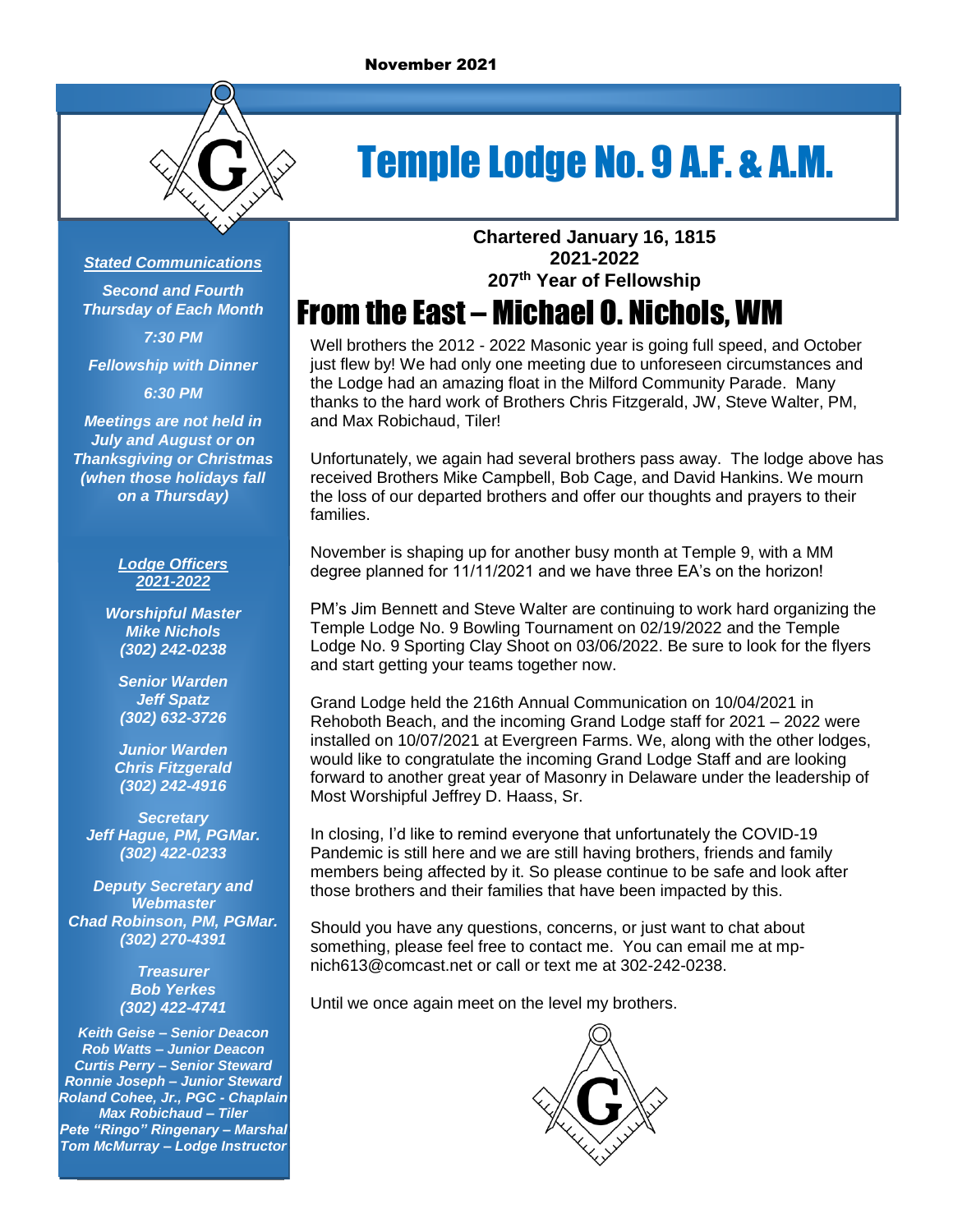November 2021

# Temple Lodge No. 9 A.F. & A.M.

**Chartered January 16, 1815**
**2021-2022**
**207th Year of Fellowship**

***Stated Communications***

***Second and Fourth Thursday of Each Month***

***7:30 PM***

***Fellowship with Dinner***

***6:30 PM***

***Meetings are not held in July and August or on Thanksgiving or Christmas (when those holidays fall on a Thursday)***

***Lodge Officers 2021-2022***

***Worshipful Master***
***Mike Nichols***
***(302) 242-0238***

***Senior Warden***
***Jeff Spatz***
***(302) 632-3726***

***Junior Warden***
***Chris Fitzgerald***
***(302) 242-4916***

***Secretary***
***Jeff Hague, PM, PGMar.***
***(302) 422-0233***

***Deputy Secretary and Webmaster***
***Chad Robinson, PM, PGMar.***
***(302) 270-4391***

***Treasurer***
***Bob Yerkes***
***(302) 422-4741***

***Keith Geise – Senior Deacon***
***Rob Watts – Junior Deacon***
***Curtis Perry – Senior Steward***
***Ronnie Joseph – Junior Steward***
***Roland Cohee, Jr., PGC - Chaplain***
***Max Robichaud – Tiler***
***Pete "Ringo" Ringenary – Marshal***
***Tom McMurray – Lodge Instructor***

## From the East – Michael O. Nichols, WM

Well brothers the 2012 - 2022 Masonic year is going full speed, and October just flew by! We had only one meeting due to unforeseen circumstances and the Lodge had an amazing float in the Milford Community Parade. Many thanks to the hard work of Brothers Chris Fitzgerald, JW, Steve Walter, PM, and Max Robichaud, Tiler!

Unfortunately, we again had several brothers pass away. The lodge above has received Brothers Mike Campbell, Bob Cage, and David Hankins. We mourn the loss of our departed brothers and offer our thoughts and prayers to their families.

November is shaping up for another busy month at Temple 9, with a MM degree planned for 11/11/2021 and we have three EA's on the horizon!

PM's Jim Bennett and Steve Walter are continuing to work hard organizing the Temple Lodge No. 9 Bowling Tournament on 02/19/2022 and the Temple Lodge No. 9 Sporting Clay Shoot on 03/06/2022. Be sure to look for the flyers and start getting your teams together now.

Grand Lodge held the 216th Annual Communication on 10/04/2021 in Rehoboth Beach, and the incoming Grand Lodge staff for 2021 – 2022 were installed on 10/07/2021 at Evergreen Farms. We, along with the other lodges, would like to congratulate the incoming Grand Lodge Staff and are looking forward to another great year of Masonry in Delaware under the leadership of Most Worshipful Jeffrey D. Haass, Sr.

In closing, I'd like to remind everyone that unfortunately the COVID-19 Pandemic is still here and we are still having brothers, friends and family members being affected by it. So please continue to be safe and look after those brothers and their families that have been impacted by this.

Should you have any questions, concerns, or just want to chat about something, please feel free to contact me. You can email me at mp-nich613@comcast.net or call or text me at 302-242-0238.

Until we once again meet on the level my brothers.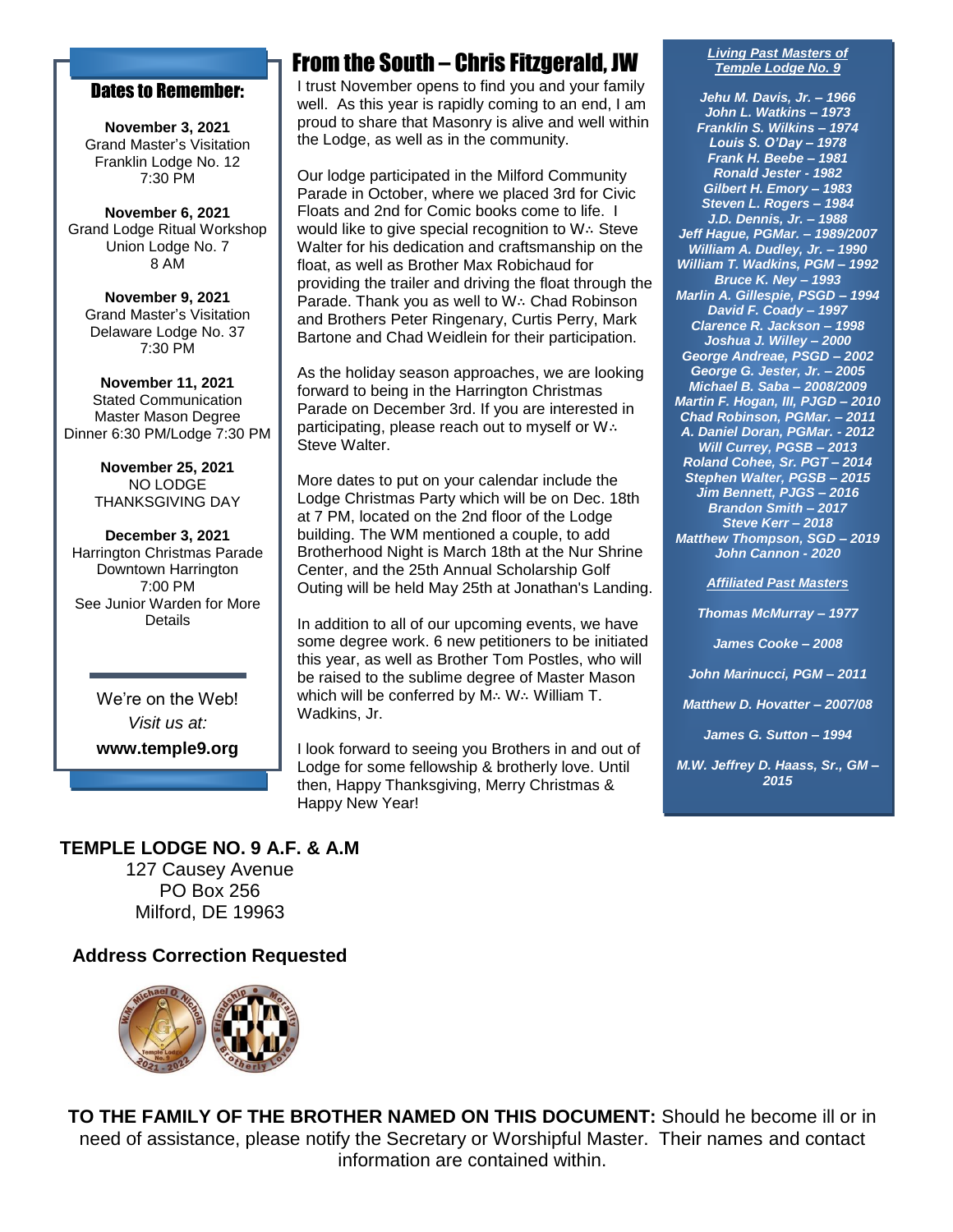## Dates to Remember:

**November 3, 2021**
Grand Master's Visitation
Franklin Lodge No. 12
7:30 PM

**November 6, 2021**
Grand Lodge Ritual Workshop
Union Lodge No. 7
8 AM

**November 9, 2021**
Grand Master's Visitation
Delaware Lodge No. 37
7:30 PM

**November 11, 2021**
Stated Communication
Master Mason Degree
Dinner 6:30 PM/Lodge 7:30 PM

**November 25, 2021**
NO LODGE
THANKSGIVING DAY

**December 3, 2021**
Harrington Christmas Parade
Downtown Harrington
7:00 PM
See Junior Warden for More Details

We're on the Web!
*Visit us at:*
**www.temple9.org**

# From the South – Chris Fitzgerald, JW

I trust November opens to find you and your family well. As this year is rapidly coming to an end, I am proud to share that Masonry is alive and well within the Lodge, as well as in the community.

Our lodge participated in the Milford Community Parade in October, where we placed 3rd for Civic Floats and 2nd for Comic books come to life. I would like to give special recognition to W∴ Steve Walter for his dedication and craftsmanship on the float, as well as Brother Max Robichaud for providing the trailer and driving the float through the Parade. Thank you as well to W∴ Chad Robinson and Brothers Peter Ringenary, Curtis Perry, Mark Bartone and Chad Weidlein for their participation.

As the holiday season approaches, we are looking forward to being in the Harrington Christmas Parade on December 3rd. If you are interested in participating, please reach out to myself or W∴ Steve Walter.

More dates to put on your calendar include the Lodge Christmas Party which will be on Dec. 18th at 7 PM, located on the 2nd floor of the Lodge building. The WM mentioned a couple, to add Brotherhood Night is March 18th at the Nur Shrine Center, and the 25th Annual Scholarship Golf Outing will be held May 25th at Jonathan's Landing.

In addition to all of our upcoming events, we have some degree work. 6 new petitioners to be initiated this year, as well as Brother Tom Postles, who will be raised to the sublime degree of Master Mason which will be conferred by M∴ W∴ William T. Wadkins, Jr.

I look forward to seeing you Brothers in and out of Lodge for some fellowship & brotherly love. Until then, Happy Thanksgiving, Merry Christmas & Happy New Year!

***Living Past Masters of Temple Lodge No. 9***

*Jehu M. Davis, Jr. – 1966*
*John L. Watkins – 1973*
*Franklin S. Wilkins – 1974*
*Louis S. O'Day – 1978*
*Frank H. Beebe – 1981*
*Ronald Jester - 1982*
*Gilbert H. Emory – 1983*
*Steven L. Rogers – 1984*
*J.D. Dennis, Jr. – 1988*
*Jeff Hague, PGMar. – 1989/2007*
*William A. Dudley, Jr. – 1990*
*William T. Wadkins, PGM – 1992*
*Bruce K. Ney – 1993*
*Marlin A. Gillespie, PSGD – 1994*
*David F. Coady – 1997*
*Clarence R. Jackson – 1998*
*Joshua J. Willey – 2000*
*George Andreae, PSGD – 2002*
*George G. Jester, Jr. – 2005*
*Michael B. Saba – 2008/2009*
*Martin F. Hogan, III, PJGD – 2010*
*Chad Robinson, PGMar. – 2011*
*A. Daniel Doran, PGMar. - 2012*
*Will Currey, PGSB – 2013*
*Roland Cohee, Sr. PGT – 2014*
*Stephen Walter, PGSB – 2015*
*Jim Bennett, PJGS – 2016*
*Brandon Smith – 2017*
*Steve Kerr – 2018*
*Matthew Thompson, SGD – 2019*
*John Cannon - 2020*

***Affiliated Past Masters***

*Thomas McMurray – 1977*

*James Cooke – 2008*

*John Marinucci, PGM – 2011*

*Matthew D. Hovatter – 2007/08*

*James G. Sutton – 1994*

*M.W. Jeffrey D. Haass, Sr., GM – 2015*

**TEMPLE LODGE NO. 9 A.F. & A.M**
127 Causey Avenue
PO Box 256
Milford, DE 19963

**Address Correction Requested**

**TO THE FAMILY OF THE BROTHER NAMED ON THIS DOCUMENT:** Should he become ill or in need of assistance, please notify the Secretary or Worshipful Master. Their names and contact information are contained within.